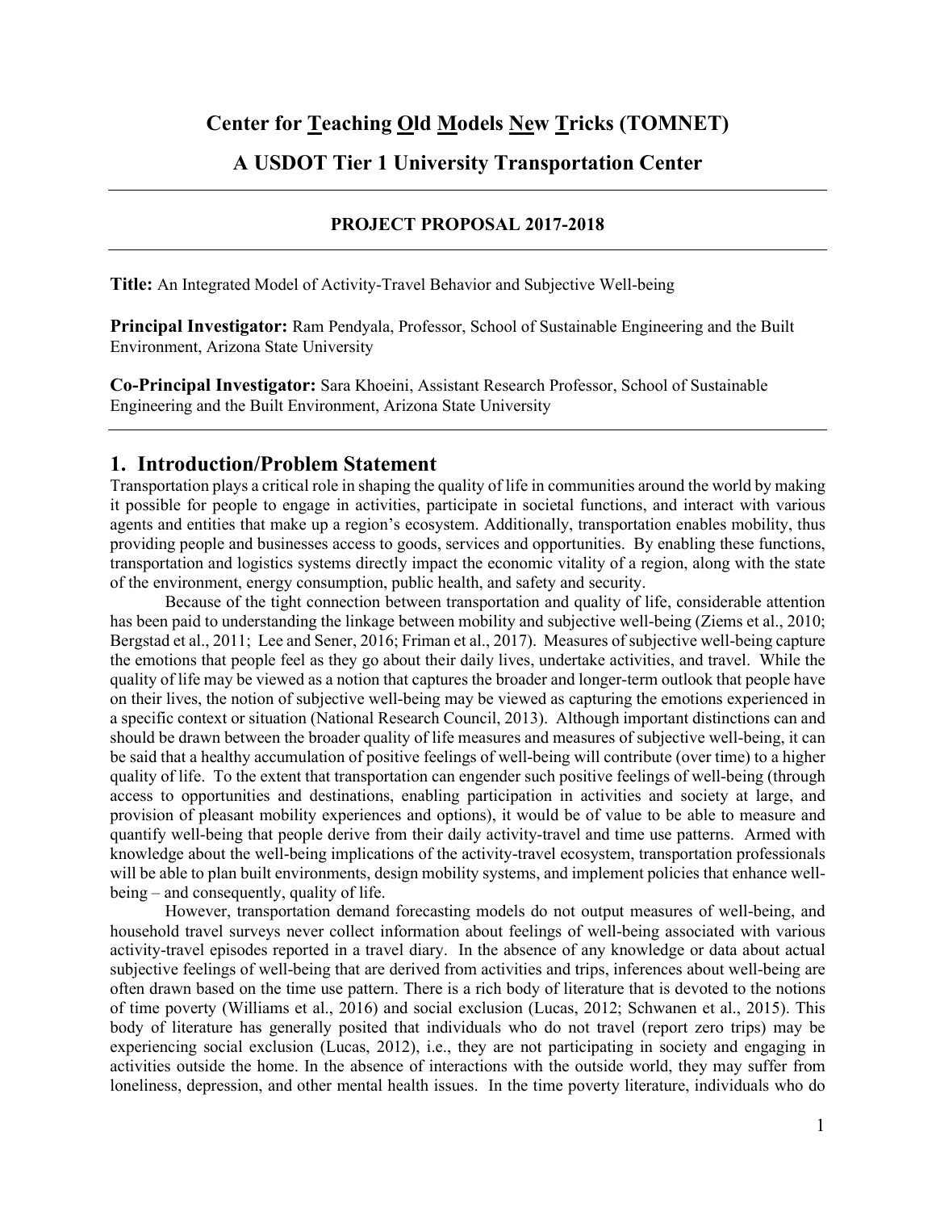# Center for **T**eaching **O**ld **M**odels **Ne**w **T**ricks (TOMNET)

## A USDOT Tier 1 University Transportation Center

---

**PROJECT PROPOSAL 2017-2018**

---

**Title:** An Integrated Model of Activity-Travel Behavior and Subjective Well-being

**Principal Investigator:** Ram Pendyala, Professor, School of Sustainable Engineering and the Built Environment, Arizona State University

**Co-Principal Investigator:** Sara Khoeini, Assistant Research Professor, School of Sustainable Engineering and the Built Environment, Arizona State University

---

## 1. Introduction/Problem Statement

Transportation plays a critical role in shaping the quality of life in communities around the world by making it possible for people to engage in activities, participate in societal functions, and interact with various agents and entities that make up a region's ecosystem. Additionally, transportation enables mobility, thus providing people and businesses access to goods, services and opportunities. By enabling these functions, transportation and logistics systems directly impact the economic vitality of a region, along with the state of the environment, energy consumption, public health, and safety and security.

Because of the tight connection between transportation and quality of life, considerable attention has been paid to understanding the linkage between mobility and subjective well-being (Ziems et al., 2010; Bergstad et al., 2011; Lee and Sener, 2016; Friman et al., 2017). Measures of subjective well-being capture the emotions that people feel as they go about their daily lives, undertake activities, and travel. While the quality of life may be viewed as a notion that captures the broader and longer-term outlook that people have on their lives, the notion of subjective well-being may be viewed as capturing the emotions experienced in a specific context or situation (National Research Council, 2013). Although important distinctions can and should be drawn between the broader quality of life measures and measures of subjective well-being, it can be said that a healthy accumulation of positive feelings of well-being will contribute (over time) to a higher quality of life. To the extent that transportation can engender such positive feelings of well-being (through access to opportunities and destinations, enabling participation in activities and society at large, and provision of pleasant mobility experiences and options), it would be of value to be able to measure and quantify well-being that people derive from their daily activity-travel and time use patterns. Armed with knowledge about the well-being implications of the activity-travel ecosystem, transportation professionals will be able to plan built environments, design mobility systems, and implement policies that enhance well-being – and consequently, quality of life.

However, transportation demand forecasting models do not output measures of well-being, and household travel surveys never collect information about feelings of well-being associated with various activity-travel episodes reported in a travel diary. In the absence of any knowledge or data about actual subjective feelings of well-being that are derived from activities and trips, inferences about well-being are often drawn based on the time use pattern. There is a rich body of literature that is devoted to the notions of time poverty (Williams et al., 2016) and social exclusion (Lucas, 2012; Schwanen et al., 2015). This body of literature has generally posited that individuals who do not travel (report zero trips) may be experiencing social exclusion (Lucas, 2012), i.e., they are not participating in society and engaging in activities outside the home. In the absence of interactions with the outside world, they may suffer from loneliness, depression, and other mental health issues. In the time poverty literature, individuals who do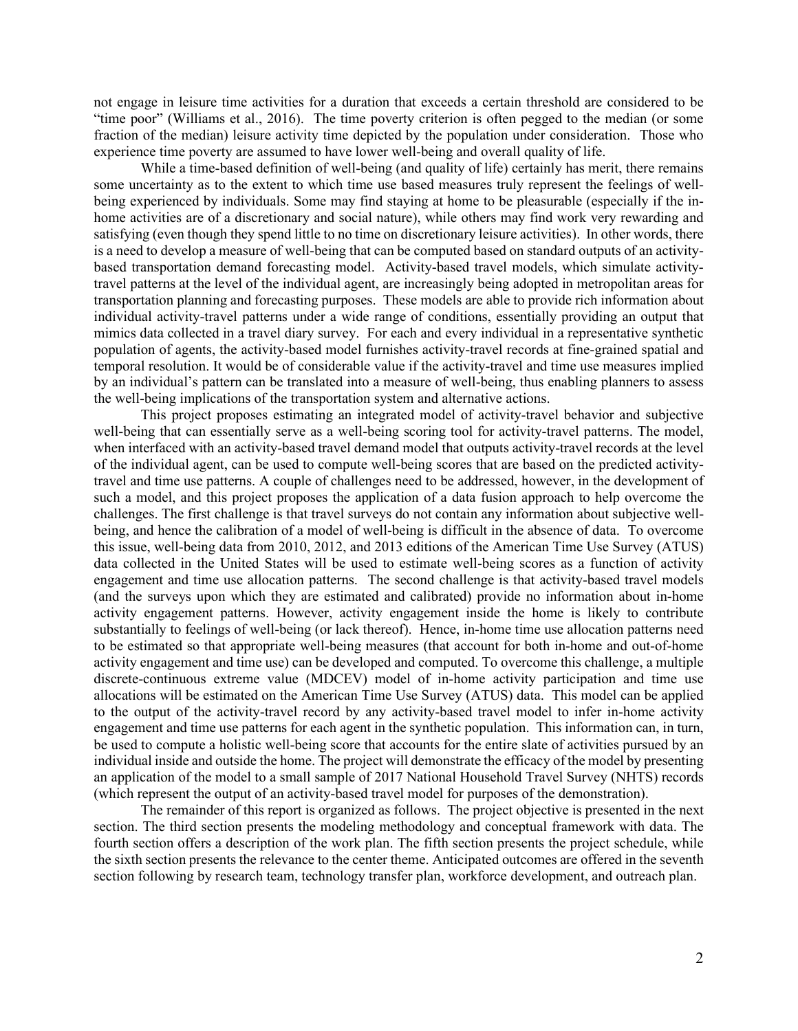not engage in leisure time activities for a duration that exceeds a certain threshold are considered to be "time poor" (Williams et al., 2016). The time poverty criterion is often pegged to the median (or some fraction of the median) leisure activity time depicted by the population under consideration. Those who experience time poverty are assumed to have lower well-being and overall quality of life.

While a time-based definition of well-being (and quality of life) certainly has merit, there remains some uncertainty as to the extent to which time use based measures truly represent the feelings of well-being experienced by individuals. Some may find staying at home to be pleasurable (especially if the in-home activities are of a discretionary and social nature), while others may find work very rewarding and satisfying (even though they spend little to no time on discretionary leisure activities). In other words, there is a need to develop a measure of well-being that can be computed based on standard outputs of an activity-based transportation demand forecasting model. Activity-based travel models, which simulate activity-travel patterns at the level of the individual agent, are increasingly being adopted in metropolitan areas for transportation planning and forecasting purposes. These models are able to provide rich information about individual activity-travel patterns under a wide range of conditions, essentially providing an output that mimics data collected in a travel diary survey. For each and every individual in a representative synthetic population of agents, the activity-based model furnishes activity-travel records at fine-grained spatial and temporal resolution. It would be of considerable value if the activity-travel and time use measures implied by an individual's pattern can be translated into a measure of well-being, thus enabling planners to assess the well-being implications of the transportation system and alternative actions.

This project proposes estimating an integrated model of activity-travel behavior and subjective well-being that can essentially serve as a well-being scoring tool for activity-travel patterns. The model, when interfaced with an activity-based travel demand model that outputs activity-travel records at the level of the individual agent, can be used to compute well-being scores that are based on the predicted activity-travel and time use patterns. A couple of challenges need to be addressed, however, in the development of such a model, and this project proposes the application of a data fusion approach to help overcome the challenges. The first challenge is that travel surveys do not contain any information about subjective well-being, and hence the calibration of a model of well-being is difficult in the absence of data. To overcome this issue, well-being data from 2010, 2012, and 2013 editions of the American Time Use Survey (ATUS) data collected in the United States will be used to estimate well-being scores as a function of activity engagement and time use allocation patterns. The second challenge is that activity-based travel models (and the surveys upon which they are estimated and calibrated) provide no information about in-home activity engagement patterns. However, activity engagement inside the home is likely to contribute substantially to feelings of well-being (or lack thereof). Hence, in-home time use allocation patterns need to be estimated so that appropriate well-being measures (that account for both in-home and out-of-home activity engagement and time use) can be developed and computed. To overcome this challenge, a multiple discrete-continuous extreme value (MDCEV) model of in-home activity participation and time use allocations will be estimated on the American Time Use Survey (ATUS) data. This model can be applied to the output of the activity-travel record by any activity-based travel model to infer in-home activity engagement and time use patterns for each agent in the synthetic population. This information can, in turn, be used to compute a holistic well-being score that accounts for the entire slate of activities pursued by an individual inside and outside the home. The project will demonstrate the efficacy of the model by presenting an application of the model to a small sample of 2017 National Household Travel Survey (NHTS) records (which represent the output of an activity-based travel model for purposes of the demonstration).

The remainder of this report is organized as follows. The project objective is presented in the next section. The third section presents the modeling methodology and conceptual framework with data. The fourth section offers a description of the work plan. The fifth section presents the project schedule, while the sixth section presents the relevance to the center theme. Anticipated outcomes are offered in the seventh section following by research team, technology transfer plan, workforce development, and outreach plan.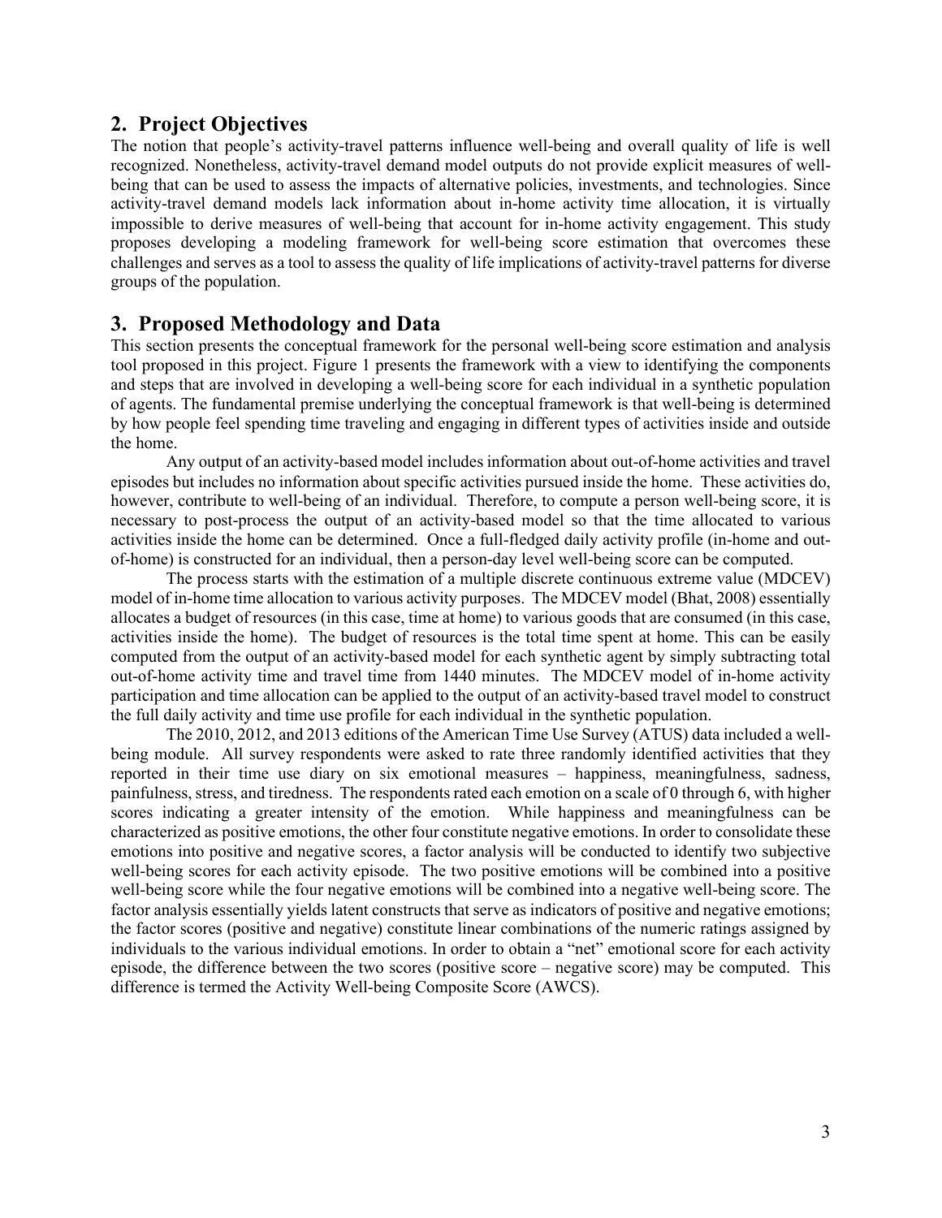## 2. Project Objectives

The notion that people's activity-travel patterns influence well-being and overall quality of life is well recognized. Nonetheless, activity-travel demand model outputs do not provide explicit measures of well-being that can be used to assess the impacts of alternative policies, investments, and technologies. Since activity-travel demand models lack information about in-home activity time allocation, it is virtually impossible to derive measures of well-being that account for in-home activity engagement. This study proposes developing a modeling framework for well-being score estimation that overcomes these challenges and serves as a tool to assess the quality of life implications of activity-travel patterns for diverse groups of the population.

## 3. Proposed Methodology and Data

This section presents the conceptual framework for the personal well-being score estimation and analysis tool proposed in this project. Figure 1 presents the framework with a view to identifying the components and steps that are involved in developing a well-being score for each individual in a synthetic population of agents. The fundamental premise underlying the conceptual framework is that well-being is determined by how people feel spending time traveling and engaging in different types of activities inside and outside the home.

Any output of an activity-based model includes information about out-of-home activities and travel episodes but includes no information about specific activities pursued inside the home. These activities do, however, contribute to well-being of an individual. Therefore, to compute a person well-being score, it is necessary to post-process the output of an activity-based model so that the time allocated to various activities inside the home can be determined. Once a full-fledged daily activity profile (in-home and out-of-home) is constructed for an individual, then a person-day level well-being score can be computed.

The process starts with the estimation of a multiple discrete continuous extreme value (MDCEV) model of in-home time allocation to various activity purposes. The MDCEV model (Bhat, 2008) essentially allocates a budget of resources (in this case, time at home) to various goods that are consumed (in this case, activities inside the home). The budget of resources is the total time spent at home. This can be easily computed from the output of an activity-based model for each synthetic agent by simply subtracting total out-of-home activity time and travel time from 1440 minutes. The MDCEV model of in-home activity participation and time allocation can be applied to the output of an activity-based travel model to construct the full daily activity and time use profile for each individual in the synthetic population.

The 2010, 2012, and 2013 editions of the American Time Use Survey (ATUS) data included a well-being module. All survey respondents were asked to rate three randomly identified activities that they reported in their time use diary on six emotional measures – happiness, meaningfulness, sadness, painfulness, stress, and tiredness. The respondents rated each emotion on a scale of 0 through 6, with higher scores indicating a greater intensity of the emotion. While happiness and meaningfulness can be characterized as positive emotions, the other four constitute negative emotions. In order to consolidate these emotions into positive and negative scores, a factor analysis will be conducted to identify two subjective well-being scores for each activity episode. The two positive emotions will be combined into a positive well-being score while the four negative emotions will be combined into a negative well-being score. The factor analysis essentially yields latent constructs that serve as indicators of positive and negative emotions; the factor scores (positive and negative) constitute linear combinations of the numeric ratings assigned by individuals to the various individual emotions. In order to obtain a "net" emotional score for each activity episode, the difference between the two scores (positive score – negative score) may be computed. This difference is termed the Activity Well-being Composite Score (AWCS).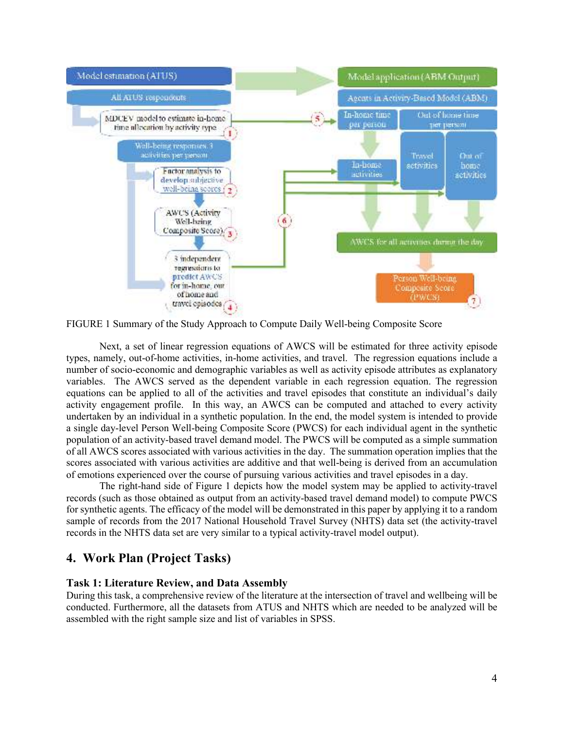FIGURE 1 Summary of the Study Approach to Compute Daily Well-being Composite Score

Next, a set of linear regression equations of AWCS will be estimated for three activity episode types, namely, out-of-home activities, in-home activities, and travel. The regression equations include a number of socio-economic and demographic variables as well as activity episode attributes as explanatory variables. The AWCS served as the dependent variable in each regression equation. The regression equations can be applied to all of the activities and travel episodes that constitute an individual's daily activity engagement profile. In this way, an AWCS can be computed and attached to every activity undertaken by an individual in a synthetic population. In the end, the model system is intended to provide a single day-level Person Well-being Composite Score (PWCS) for each individual agent in the synthetic population of an activity-based travel demand model. The PWCS will be computed as a simple summation of all AWCS scores associated with various activities in the day. The summation operation implies that the scores associated with various activities are additive and that well-being is derived from an accumulation of emotions experienced over the course of pursuing various activities and travel episodes in a day.

The right-hand side of Figure 1 depicts how the model system may be applied to activity-travel records (such as those obtained as output from an activity-based travel demand model) to compute PWCS for synthetic agents. The efficacy of the model will be demonstrated in this paper by applying it to a random sample of records from the 2017 National Household Travel Survey (NHTS) data set (the activity-travel records in the NHTS data set are very similar to a typical activity-travel model output).

## 4. Work Plan (Project Tasks)

### Task 1: Literature Review, and Data Assembly

During this task, a comprehensive review of the literature at the intersection of travel and wellbeing will be conducted. Furthermore, all the datasets from ATUS and NHTS which are needed to be analyzed will be assembled with the right sample size and list of variables in SPSS.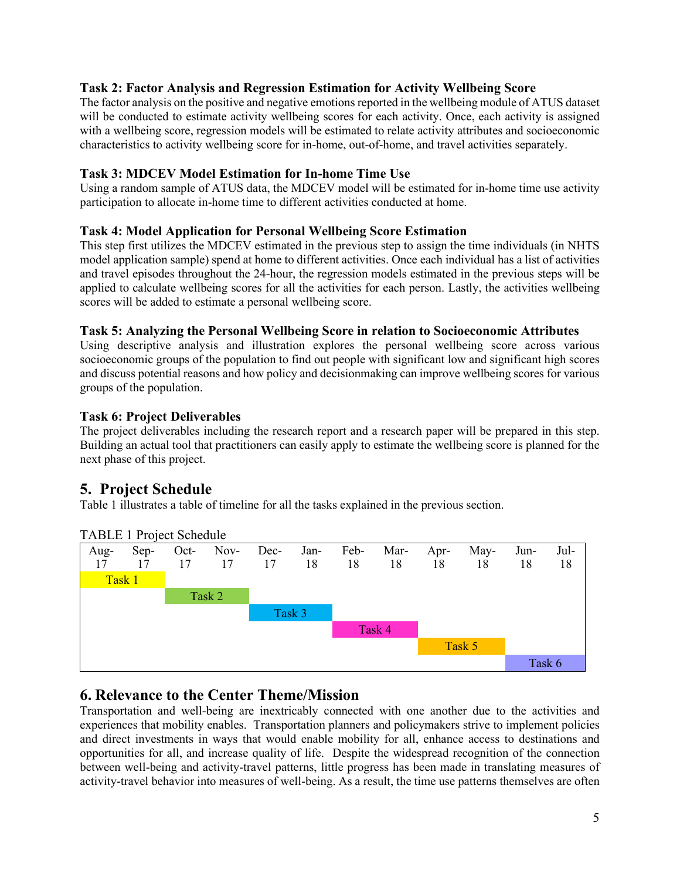### Task 2: Factor Analysis and Regression Estimation for Activity Wellbeing Score

The factor analysis on the positive and negative emotions reported in the wellbeing module of ATUS dataset will be conducted to estimate activity wellbeing scores for each activity. Once, each activity is assigned with a wellbeing score, regression models will be estimated to relate activity attributes and socioeconomic characteristics to activity wellbeing score for in-home, out-of-home, and travel activities separately.

### Task 3: MDCEV Model Estimation for In-home Time Use

Using a random sample of ATUS data, the MDCEV model will be estimated for in-home time use activity participation to allocate in-home time to different activities conducted at home.

### Task 4: Model Application for Personal Wellbeing Score Estimation

This step first utilizes the MDCEV estimated in the previous step to assign the time individuals (in NHTS model application sample) spend at home to different activities. Once each individual has a list of activities and travel episodes throughout the 24-hour, the regression models estimated in the previous steps will be applied to calculate wellbeing scores for all the activities for each person. Lastly, the activities wellbeing scores will be added to estimate a personal wellbeing score.

### Task 5: Analyzing the Personal Wellbeing Score in relation to Socioeconomic Attributes

Using descriptive analysis and illustration explores the personal wellbeing score across various socioeconomic groups of the population to find out people with significant low and significant high scores and discuss potential reasons and how policy and decisionmaking can improve wellbeing scores for various groups of the population.

### Task 6: Project Deliverables

The project deliverables including the research report and a research paper will be prepared in this step. Building an actual tool that practitioners can easily apply to estimate the wellbeing score is planned for the next phase of this project.

## 5. Project Schedule

Table 1 illustrates a table of timeline for all the tasks explained in the previous section.

TABLE 1 Project Schedule

| Aug-17 | Sep-17 | Oct-17 | Nov-17 | Dec-17 | Jan-18 | Feb-18 | Mar-18 | Apr-18 | May-18 | Jun-18 | Jul-18 |
|---|---|---|---|---|---|---|---|---|---|---|---|
| Task 1 | Task 1 | | | | | | | | | | |
| | | Task 2 | Task 2 | | | | | | | | |
| | | | | Task 3 | Task 3 | | | | | | |
| | | | | | | Task 4 | Task 4 | | | | |
| | | | | | | | | Task 5 | Task 5 | | |
| | | | | | | | | | | Task 6 | Task 6 |

## 6. Relevance to the Center Theme/Mission

Transportation and well-being are inextricably connected with one another due to the activities and experiences that mobility enables. Transportation planners and policymakers strive to implement policies and direct investments in ways that would enable mobility for all, enhance access to destinations and opportunities for all, and increase quality of life. Despite the widespread recognition of the connection between well-being and activity-travel patterns, little progress has been made in translating measures of activity-travel behavior into measures of well-being. As a result, the time use patterns themselves are often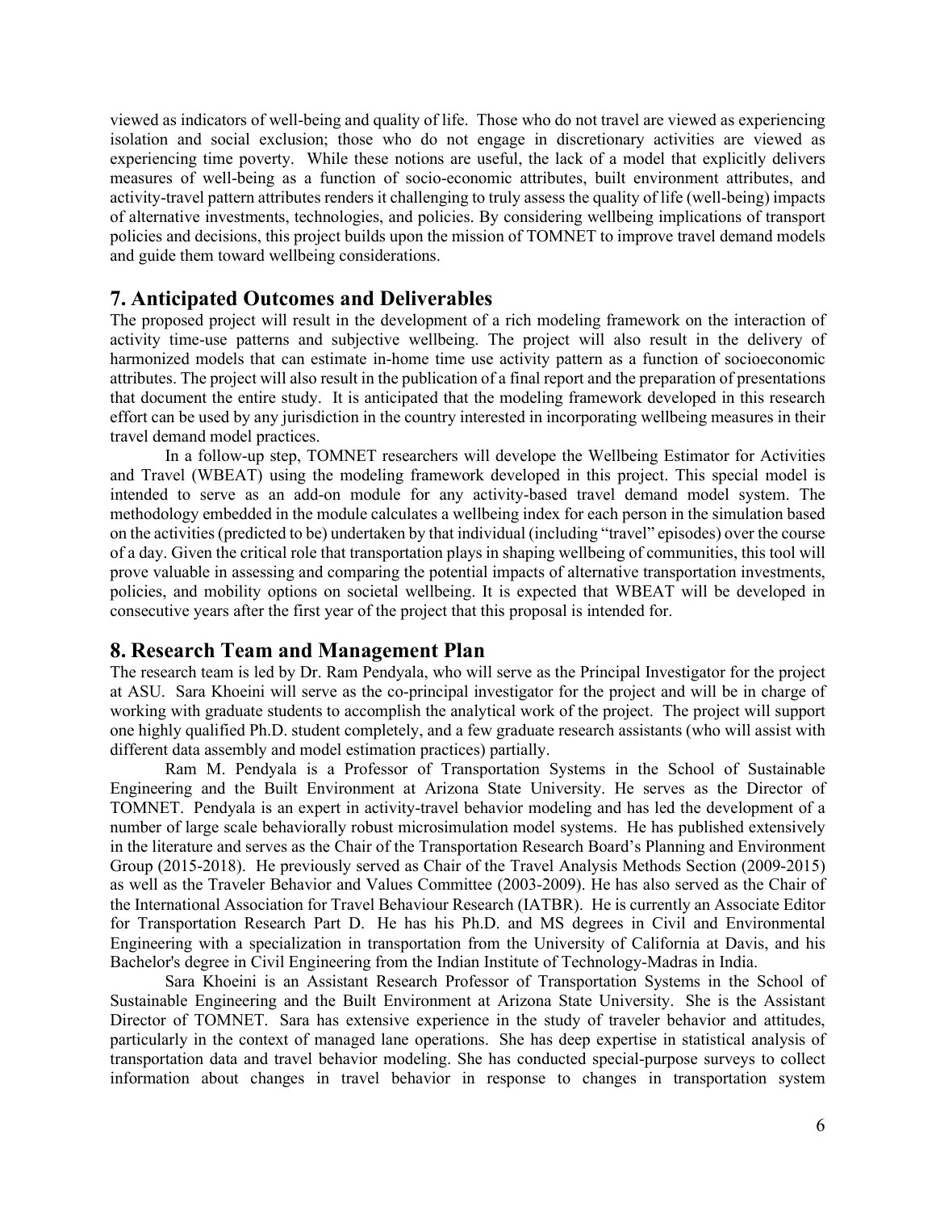viewed as indicators of well-being and quality of life. Those who do not travel are viewed as experiencing isolation and social exclusion; those who do not engage in discretionary activities are viewed as experiencing time poverty. While these notions are useful, the lack of a model that explicitly delivers measures of well-being as a function of socio-economic attributes, built environment attributes, and activity-travel pattern attributes renders it challenging to truly assess the quality of life (well-being) impacts of alternative investments, technologies, and policies. By considering wellbeing implications of transport policies and decisions, this project builds upon the mission of TOMNET to improve travel demand models and guide them toward wellbeing considerations.

## 7. Anticipated Outcomes and Deliverables

The proposed project will result in the development of a rich modeling framework on the interaction of activity time-use patterns and subjective wellbeing. The project will also result in the delivery of harmonized models that can estimate in-home time use activity pattern as a function of socioeconomic attributes. The project will also result in the publication of a final report and the preparation of presentations that document the entire study. It is anticipated that the modeling framework developed in this research effort can be used by any jurisdiction in the country interested in incorporating wellbeing measures in their travel demand model practices.

In a follow-up step, TOMNET researchers will develope the Wellbeing Estimator for Activities and Travel (WBEAT) using the modeling framework developed in this project. This special model is intended to serve as an add-on module for any activity-based travel demand model system. The methodology embedded in the module calculates a wellbeing index for each person in the simulation based on the activities (predicted to be) undertaken by that individual (including "travel" episodes) over the course of a day. Given the critical role that transportation plays in shaping wellbeing of communities, this tool will prove valuable in assessing and comparing the potential impacts of alternative transportation investments, policies, and mobility options on societal wellbeing. It is expected that WBEAT will be developed in consecutive years after the first year of the project that this proposal is intended for.

## 8. Research Team and Management Plan

The research team is led by Dr. Ram Pendyala, who will serve as the Principal Investigator for the project at ASU. Sara Khoeini will serve as the co-principal investigator for the project and will be in charge of working with graduate students to accomplish the analytical work of the project. The project will support one highly qualified Ph.D. student completely, and a few graduate research assistants (who will assist with different data assembly and model estimation practices) partially.

Ram M. Pendyala is a Professor of Transportation Systems in the School of Sustainable Engineering and the Built Environment at Arizona State University. He serves as the Director of TOMNET. Pendyala is an expert in activity-travel behavior modeling and has led the development of a number of large scale behaviorally robust microsimulation model systems. He has published extensively in the literature and serves as the Chair of the Transportation Research Board's Planning and Environment Group (2015-2018). He previously served as Chair of the Travel Analysis Methods Section (2009-2015) as well as the Traveler Behavior and Values Committee (2003-2009). He has also served as the Chair of the International Association for Travel Behaviour Research (IATBR). He is currently an Associate Editor for Transportation Research Part D. He has his Ph.D. and MS degrees in Civil and Environmental Engineering with a specialization in transportation from the University of California at Davis, and his Bachelor's degree in Civil Engineering from the Indian Institute of Technology-Madras in India.

Sara Khoeini is an Assistant Research Professor of Transportation Systems in the School of Sustainable Engineering and the Built Environment at Arizona State University. She is the Assistant Director of TOMNET. Sara has extensive experience in the study of traveler behavior and attitudes, particularly in the context of managed lane operations. She has deep expertise in statistical analysis of transportation data and travel behavior modeling. She has conducted special-purpose surveys to collect information about changes in travel behavior in response to changes in transportation system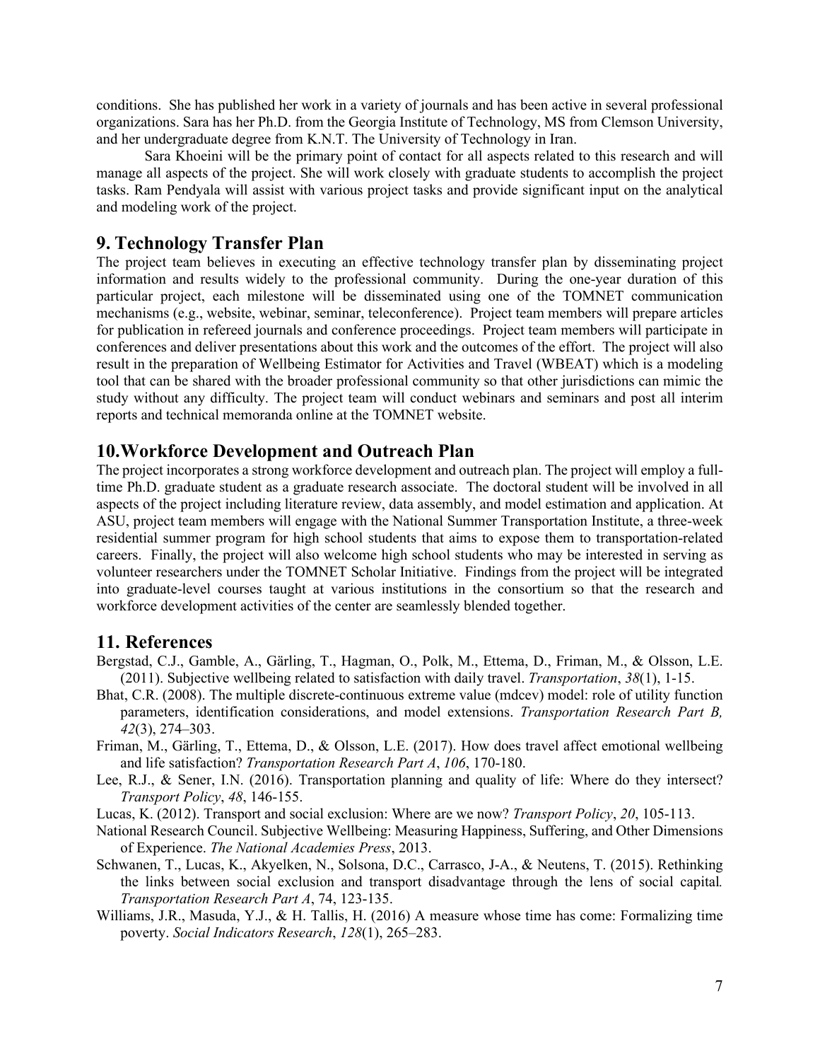conditions. She has published her work in a variety of journals and has been active in several professional organizations. Sara has her Ph.D. from the Georgia Institute of Technology, MS from Clemson University, and her undergraduate degree from K.N.T. The University of Technology in Iran.

Sara Khoeini will be the primary point of contact for all aspects related to this research and will manage all aspects of the project. She will work closely with graduate students to accomplish the project tasks. Ram Pendyala will assist with various project tasks and provide significant input on the analytical and modeling work of the project.

## 9. Technology Transfer Plan

The project team believes in executing an effective technology transfer plan by disseminating project information and results widely to the professional community. During the one-year duration of this particular project, each milestone will be disseminated using one of the TOMNET communication mechanisms (e.g., website, webinar, seminar, teleconference). Project team members will prepare articles for publication in refereed journals and conference proceedings. Project team members will participate in conferences and deliver presentations about this work and the outcomes of the effort. The project will also result in the preparation of Wellbeing Estimator for Activities and Travel (WBEAT) which is a modeling tool that can be shared with the broader professional community so that other jurisdictions can mimic the study without any difficulty. The project team will conduct webinars and seminars and post all interim reports and technical memoranda online at the TOMNET website.

## 10.Workforce Development and Outreach Plan

The project incorporates a strong workforce development and outreach plan. The project will employ a full-time Ph.D. graduate student as a graduate research associate. The doctoral student will be involved in all aspects of the project including literature review, data assembly, and model estimation and application. At ASU, project team members will engage with the National Summer Transportation Institute, a three-week residential summer program for high school students that aims to expose them to transportation-related careers. Finally, the project will also welcome high school students who may be interested in serving as volunteer researchers under the TOMNET Scholar Initiative. Findings from the project will be integrated into graduate-level courses taught at various institutions in the consortium so that the research and workforce development activities of the center are seamlessly blended together.

## 11. References

Bergstad, C.J., Gamble, A., Gärling, T., Hagman, O., Polk, M., Ettema, D., Friman, M., & Olsson, L.E. (2011). Subjective wellbeing related to satisfaction with daily travel. *Transportation*, *38*(1), 1-15.

Bhat, C.R. (2008). The multiple discrete-continuous extreme value (mdcev) model: role of utility function parameters, identification considerations, and model extensions. *Transportation Research Part B, 42*(3), 274–303.

Friman, M., Gärling, T., Ettema, D., & Olsson, L.E. (2017). How does travel affect emotional wellbeing and life satisfaction? *Transportation Research Part A*, *106*, 170-180.

Lee, R.J., & Sener, I.N. (2016). Transportation planning and quality of life: Where do they intersect? *Transport Policy*, *48*, 146-155.

Lucas, K. (2012). Transport and social exclusion: Where are we now? *Transport Policy*, *20*, 105-113.

National Research Council. Subjective Wellbeing: Measuring Happiness, Suffering, and Other Dimensions of Experience. *The National Academies Press*, 2013.

Schwanen, T., Lucas, K., Akyelken, N., Solsona, D.C., Carrasco, J-A., & Neutens, T. (2015). Rethinking the links between social exclusion and transport disadvantage through the lens of social capital*. Transportation Research Part A*, 74, 123-135.

Williams, J.R., Masuda, Y.J., & H. Tallis, H. (2016) A measure whose time has come: Formalizing time poverty. *Social Indicators Research*, *128*(1), 265–283.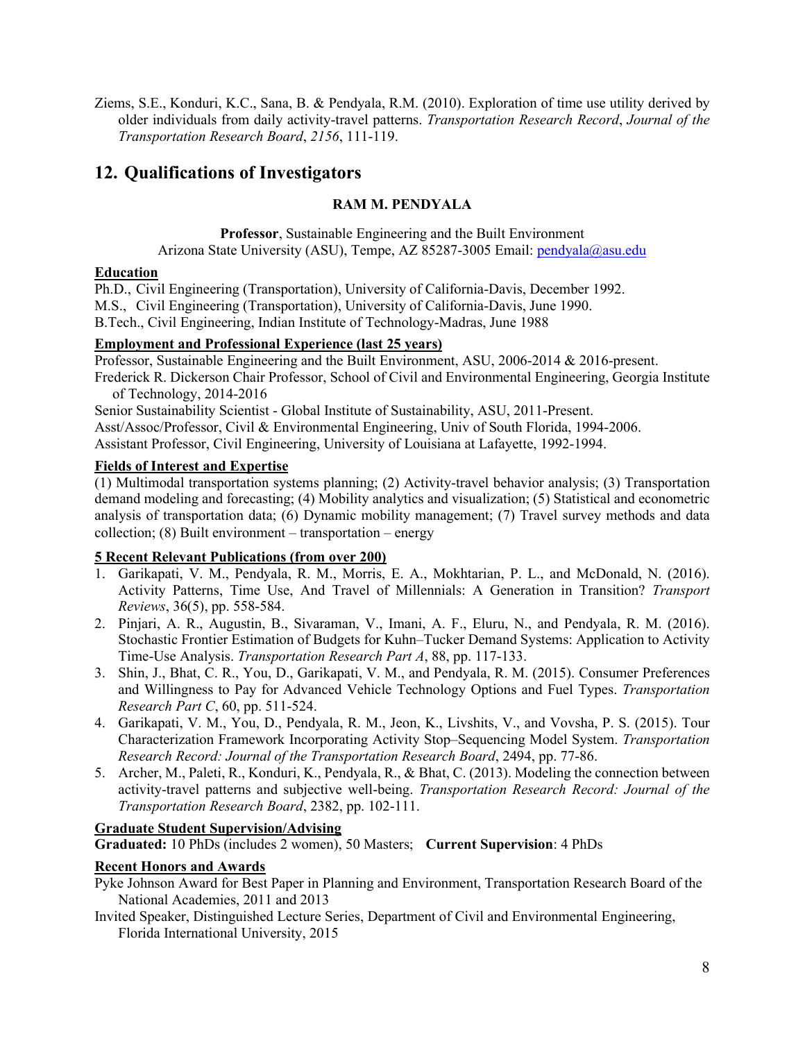Ziems, S.E., Konduri, K.C., Sana, B. & Pendyala, R.M. (2010). Exploration of time use utility derived by older individuals from daily activity-travel patterns. *Transportation Research Record*, *Journal of the Transportation Research Board*, *2156*, 111-119.

## 12. Qualifications of Investigators

**RAM M. PENDYALA**

**Professor**, Sustainable Engineering and the Built Environment
Arizona State University (ASU), Tempe, AZ 85287-3005 Email: pendyala@asu.edu

**Education**

Ph.D., Civil Engineering (Transportation), University of California-Davis, December 1992.
M.S., Civil Engineering (Transportation), University of California-Davis, June 1990.
B.Tech., Civil Engineering, Indian Institute of Technology-Madras, June 1988

**Employment and Professional Experience (last 25 years)**

Professor, Sustainable Engineering and the Built Environment, ASU, 2006-2014 & 2016-present.
Frederick R. Dickerson Chair Professor, School of Civil and Environmental Engineering, Georgia Institute of Technology, 2014-2016
Senior Sustainability Scientist - Global Institute of Sustainability, ASU, 2011-Present.
Asst/Assoc/Professor, Civil & Environmental Engineering, Univ of South Florida, 1994-2006.
Assistant Professor, Civil Engineering, University of Louisiana at Lafayette, 1992-1994.

**Fields of Interest and Expertise**

(1) Multimodal transportation systems planning; (2) Activity-travel behavior analysis; (3) Transportation demand modeling and forecasting; (4) Mobility analytics and visualization; (5) Statistical and econometric analysis of transportation data; (6) Dynamic mobility management; (7) Travel survey methods and data collection; (8) Built environment – transportation – energy

**5 Recent Relevant Publications (from over 200)**

1. Garikapati, V. M., Pendyala, R. M., Morris, E. A., Mokhtarian, P. L., and McDonald, N. (2016). Activity Patterns, Time Use, And Travel of Millennials: A Generation in Transition? *Transport Reviews*, 36(5), pp. 558-584.
2. Pinjari, A. R., Augustin, B., Sivaraman, V., Imani, A. F., Eluru, N., and Pendyala, R. M. (2016). Stochastic Frontier Estimation of Budgets for Kuhn–Tucker Demand Systems: Application to Activity Time-Use Analysis. *Transportation Research Part A*, 88, pp. 117-133.
3. Shin, J., Bhat, C. R., You, D., Garikapati, V. M., and Pendyala, R. M. (2015). Consumer Preferences and Willingness to Pay for Advanced Vehicle Technology Options and Fuel Types. *Transportation Research Part C*, 60, pp. 511-524.
4. Garikapati, V. M., You, D., Pendyala, R. M., Jeon, K., Livshits, V., and Vovsha, P. S. (2015). Tour Characterization Framework Incorporating Activity Stop–Sequencing Model System. *Transportation Research Record: Journal of the Transportation Research Board*, 2494, pp. 77-86.
5. Archer, M., Paleti, R., Konduri, K., Pendyala, R., & Bhat, C. (2013). Modeling the connection between activity-travel patterns and subjective well-being. *Transportation Research Record: Journal of the Transportation Research Board*, 2382, pp. 102-111.

**Graduate Student Supervision/Advising**

**Graduated:** 10 PhDs (includes 2 women), 50 Masters; **Current Supervision**: 4 PhDs

**Recent Honors and Awards**

Pyke Johnson Award for Best Paper in Planning and Environment, Transportation Research Board of the National Academies, 2011 and 2013
Invited Speaker, Distinguished Lecture Series, Department of Civil and Environmental Engineering, Florida International University, 2015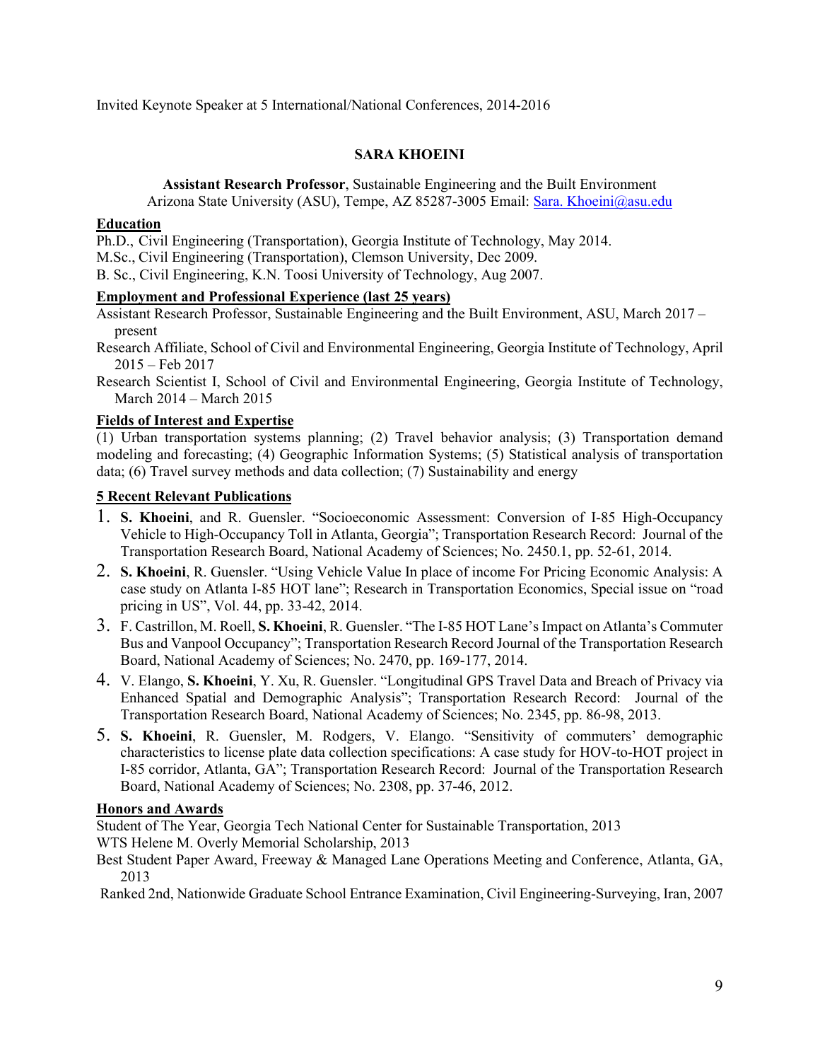Invited Keynote Speaker at 5 International/National Conferences, 2014-2016

**SARA KHOEINI**

**Assistant Research Professor**, Sustainable Engineering and the Built Environment
Arizona State University (ASU), Tempe, AZ 85287-3005 Email: Sara. Khoeini@asu.edu

## Education

Ph.D., Civil Engineering (Transportation), Georgia Institute of Technology, May 2014.
M.Sc., Civil Engineering (Transportation), Clemson University, Dec 2009.
B. Sc., Civil Engineering, K.N. Toosi University of Technology, Aug 2007.

## Employment and Professional Experience (last 25 years)

Assistant Research Professor, Sustainable Engineering and the Built Environment, ASU, March 2017 – present
Research Affiliate, School of Civil and Environmental Engineering, Georgia Institute of Technology, April 2015 – Feb 2017
Research Scientist I, School of Civil and Environmental Engineering, Georgia Institute of Technology, March 2014 – March 2015

## Fields of Interest and Expertise

(1) Urban transportation systems planning; (2) Travel behavior analysis; (3) Transportation demand modeling and forecasting; (4) Geographic Information Systems; (5) Statistical analysis of transportation data; (6) Travel survey methods and data collection; (7) Sustainability and energy

## 5 Recent Relevant Publications

1. **S. Khoeini**, and R. Guensler. "Socioeconomic Assessment: Conversion of I-85 High-Occupancy Vehicle to High-Occupancy Toll in Atlanta, Georgia"; Transportation Research Record: Journal of the Transportation Research Board, National Academy of Sciences; No. 2450.1, pp. 52-61, 2014.
2. **S. Khoeini**, R. Guensler. "Using Vehicle Value In place of income For Pricing Economic Analysis: A case study on Atlanta I-85 HOT lane"; Research in Transportation Economics, Special issue on "road pricing in US", Vol. 44, pp. 33-42, 2014.
3. F. Castrillon, M. Roell, **S. Khoeini**, R. Guensler. "The I-85 HOT Lane's Impact on Atlanta's Commuter Bus and Vanpool Occupancy"; Transportation Research Record Journal of the Transportation Research Board, National Academy of Sciences; No. 2470, pp. 169-177, 2014.
4. V. Elango, **S. Khoeini**, Y. Xu, R. Guensler. "Longitudinal GPS Travel Data and Breach of Privacy via Enhanced Spatial and Demographic Analysis"; Transportation Research Record: Journal of the Transportation Research Board, National Academy of Sciences; No. 2345, pp. 86-98, 2013.
5. **S. Khoeini**, R. Guensler, M. Rodgers, V. Elango. "Sensitivity of commuters' demographic characteristics to license plate data collection specifications: A case study for HOV-to-HOT project in I-85 corridor, Atlanta, GA"; Transportation Research Record: Journal of the Transportation Research Board, National Academy of Sciences; No. 2308, pp. 37-46, 2012.

## Honors and Awards

Student of The Year, Georgia Tech National Center for Sustainable Transportation, 2013
WTS Helene M. Overly Memorial Scholarship, 2013
Best Student Paper Award, Freeway & Managed Lane Operations Meeting and Conference, Atlanta, GA, 2013
Ranked 2nd, Nationwide Graduate School Entrance Examination, Civil Engineering-Surveying, Iran, 2007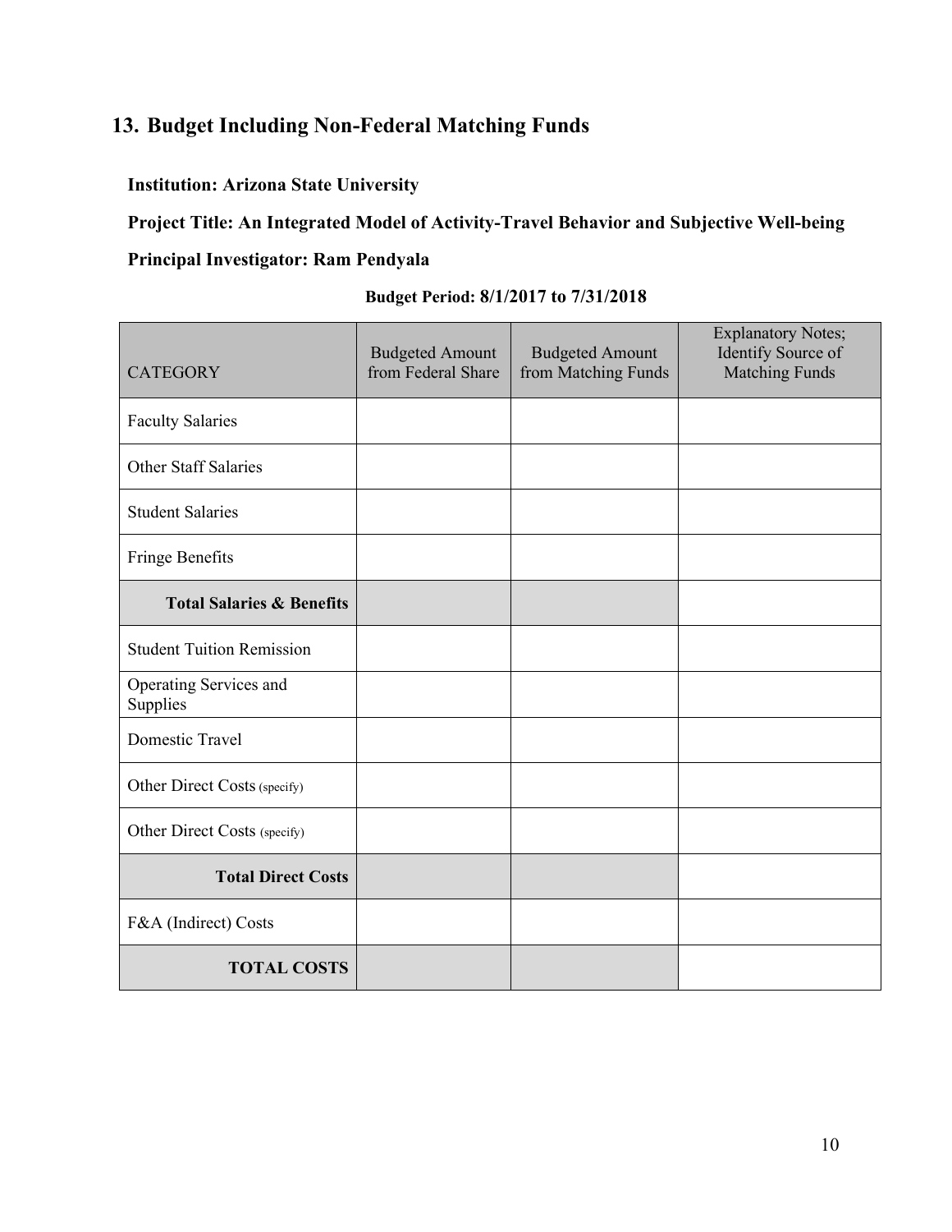## 13. Budget Including Non-Federal Matching Funds

**Institution: Arizona State University**

**Project Title: An Integrated Model of Activity-Travel Behavior and Subjective Well-being**

**Principal Investigator: Ram Pendyala**

**Budget Period: 8/1/2017 to 7/31/2018**

| CATEGORY | Budgeted Amount from Federal Share | Budgeted Amount from Matching Funds | Explanatory Notes; Identify Source of Matching Funds |
|---|---|---|---|
| Faculty Salaries | | | |
| Other Staff Salaries | | | |
| Student Salaries | | | |
| Fringe Benefits | | | |
| **Total Salaries & Benefits** | | | |
| Student Tuition Remission | | | |
| Operating Services and Supplies | | | |
| Domestic Travel | | | |
| Other Direct Costs (specify) | | | |
| Other Direct Costs (specify) | | | |
| **Total Direct Costs** | | | |
| F&A (Indirect) Costs | | | |
| **TOTAL COSTS** | | | |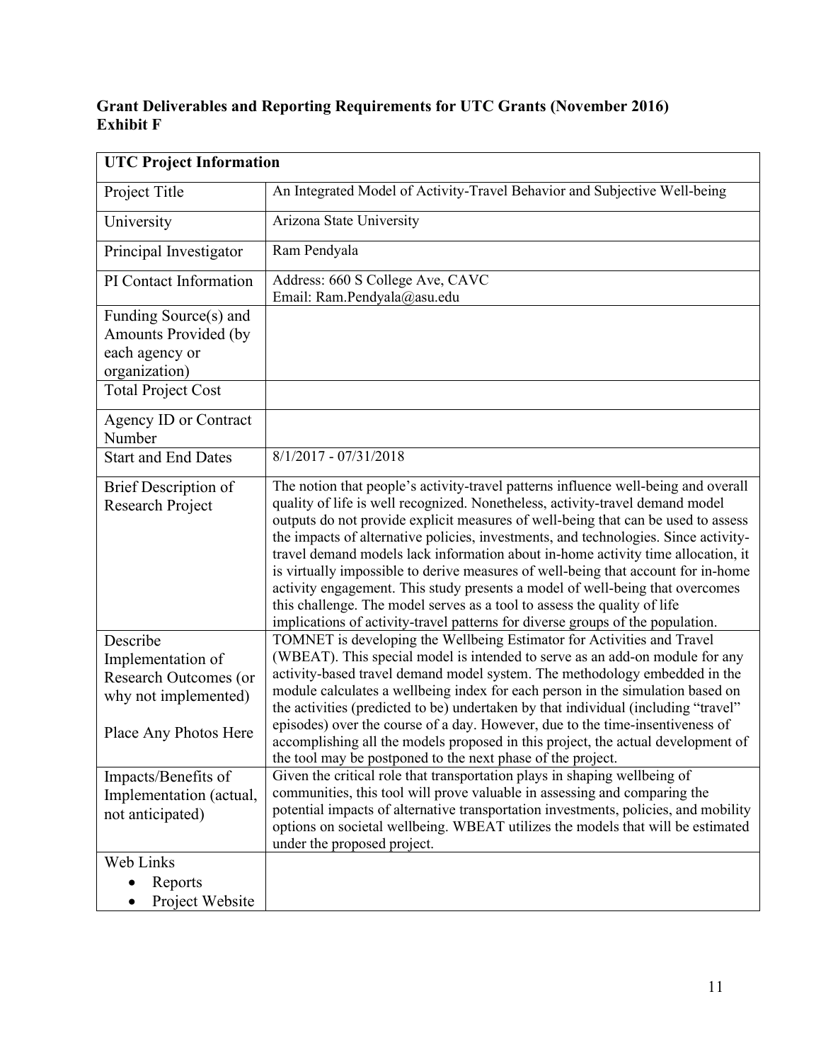**Grant Deliverables and Reporting Requirements for UTC Grants (November 2016)**
**Exhibit F**

| **UTC Project Information** | |
|---|---|
| Project Title | An Integrated Model of Activity-Travel Behavior and Subjective Well-being |
| University | Arizona State University |
| Principal Investigator | Ram Pendyala |
| PI Contact Information | Address: 660 S College Ave, CAVC<br>Email: Ram.Pendyala@asu.edu |
| Funding Source(s) and Amounts Provided (by each agency or organization) | |
| Total Project Cost | |
| Agency ID or Contract Number | |
| Start and End Dates | 8/1/2017 - 07/31/2018 |
| Brief Description of Research Project | The notion that people's activity-travel patterns influence well-being and overall quality of life is well recognized. Nonetheless, activity-travel demand model outputs do not provide explicit measures of well-being that can be used to assess the impacts of alternative policies, investments, and technologies. Since activity-travel demand models lack information about in-home activity time allocation, it is virtually impossible to derive measures of well-being that account for in-home activity engagement. This study presents a model of well-being that overcomes this challenge. The model serves as a tool to assess the quality of life implications of activity-travel patterns for diverse groups of the population. |
| Describe Implementation of Research Outcomes (or why not implemented)<br><br>Place Any Photos Here | TOMNET is developing the Wellbeing Estimator for Activities and Travel (WBEAT). This special model is intended to serve as an add-on module for any activity-based travel demand model system. The methodology embedded in the module calculates a wellbeing index for each person in the simulation based on the activities (predicted to be) undertaken by that individual (including "travel" episodes) over the course of a day. However, due to the time-insentiveness of accomplishing all the models proposed in this project, the actual development of the tool may be postponed to the next phase of the project. |
| Impacts/Benefits of Implementation (actual, not anticipated) | Given the critical role that transportation plays in shaping wellbeing of communities, this tool will prove valuable in assessing and comparing the potential impacts of alternative transportation investments, policies, and mobility options on societal wellbeing. WBEAT utilizes the models that will be estimated under the proposed project. |
| Web Links<br>• Reports<br>• Project Website | |